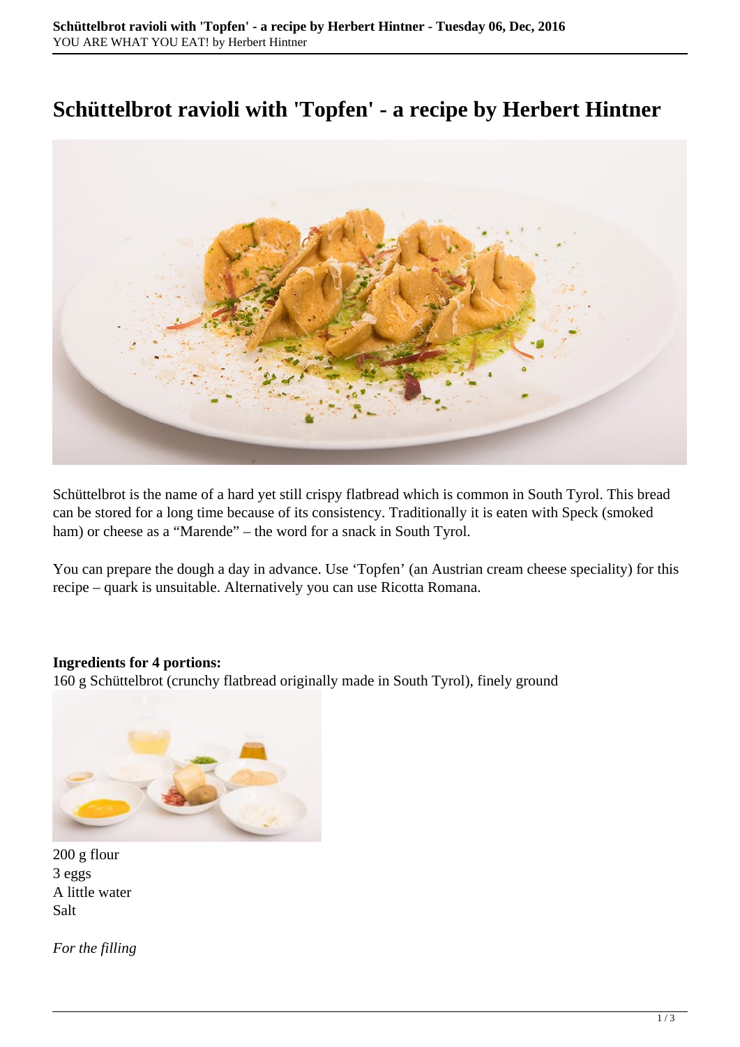# Schüttelbrot ravioli with 'Topfen' - a recipe by Herbert Hintner

Schüttelbrot is the name of a hard yet still crispy flatbread which is common in South Tyrol. This bread can be stored for a long time because of its consistency. Traditionally it is eaten with Speck (smoked ham) or cheese as a "Marende" – the word for a snack in South Tyrol.

You can prepare the dough a day in advance. Use 'Topfen' (an Austrian cream cheese speciality) for this recipe – quark is unsuitable. Alternatively you can use Ricotta Romana.

**Ingredients for 4 portions:**
160 g Schüttelbrot (crunchy flatbread originally made in South Tyrol), finely ground

200 g flour
3 eggs
A little water
Salt

*For the filling*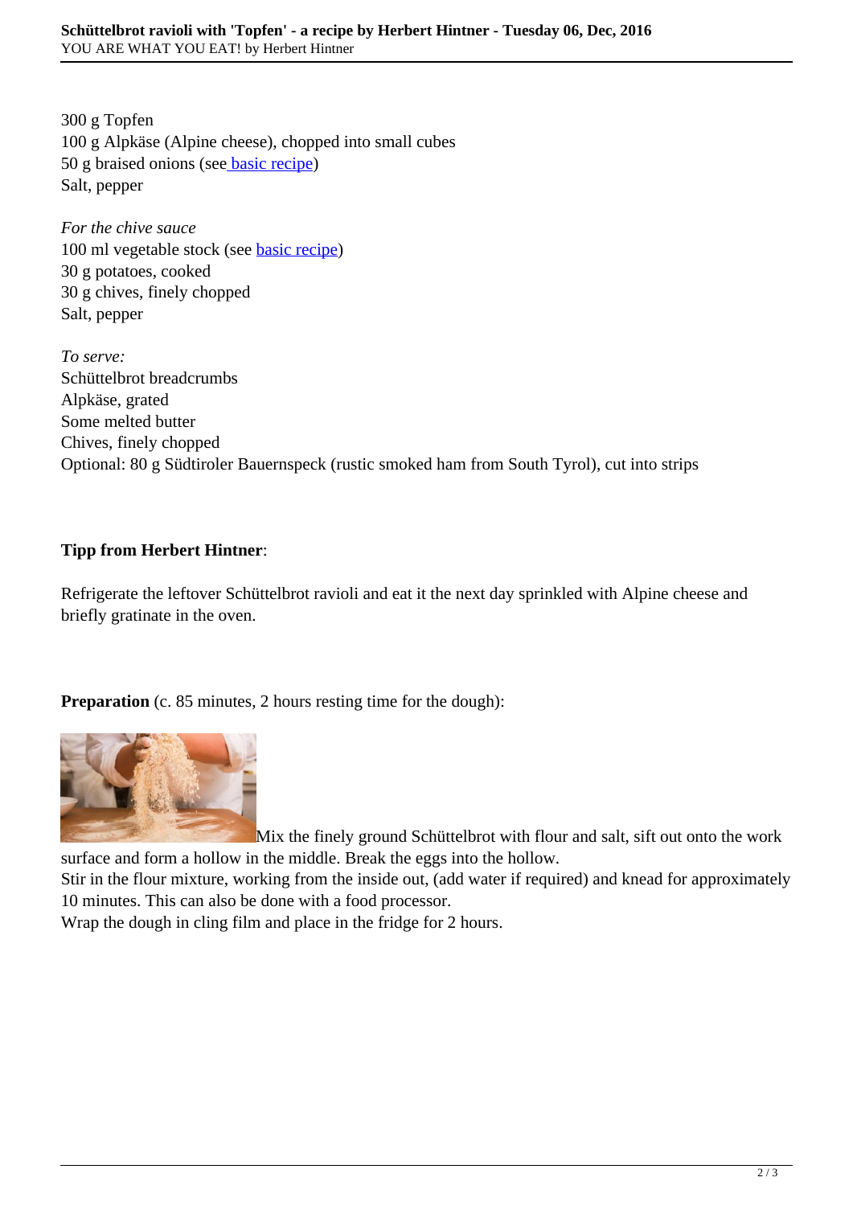300 g Topfen
100 g Alpkäse (Alpine cheese), chopped into small cubes
50 g braised onions (see basic recipe)
Salt, pepper

*For the chive sauce*
100 ml vegetable stock (see basic recipe)
30 g potatoes, cooked
30 g chives, finely chopped
Salt, pepper

*To serve:*
Schüttelbrot breadcrumbs
Alpkäse, grated
Some melted butter
Chives, finely chopped
Optional: 80 g Südtiroler Bauernspeck (rustic smoked ham from South Tyrol), cut into strips

**Tipp from Herbert Hintner**:

Refrigerate the leftover Schüttelbrot ravioli and eat it the next day sprinkled with Alpine cheese and briefly gratinate in the oven.

**Preparation** (c. 85 minutes, 2 hours resting time for the dough):

Mix the finely ground Schüttelbrot with flour and salt, sift out onto the work surface and form a hollow in the middle. Break the eggs into the hollow.
Stir in the flour mixture, working from the inside out, (add water if required) and knead for approximately 10 minutes. This can also be done with a food processor.
Wrap the dough in cling film and place in the fridge for 2 hours.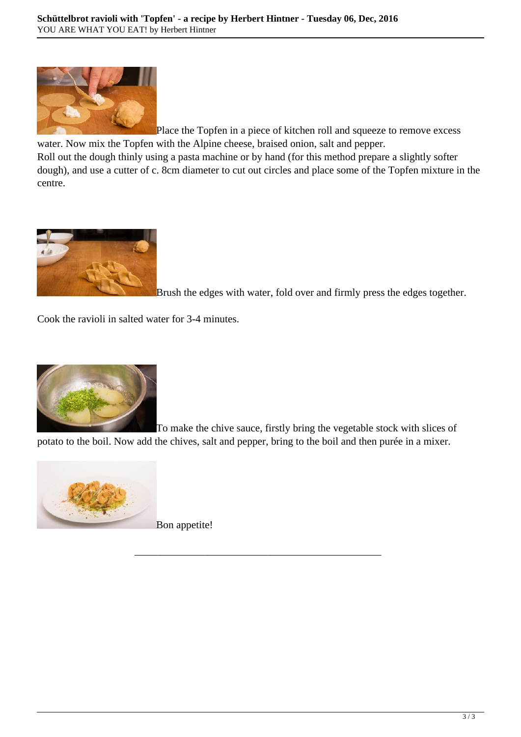Place the Topfen in a piece of kitchen roll and squeeze to remove excess water. Now mix the Topfen with the Alpine cheese, braised onion, salt and pepper.
Roll out the dough thinly using a pasta machine or by hand (for this method prepare a slightly softer dough), and use a cutter of c. 8cm diameter to cut out circles and place some of the Topfen mixture in the centre.

Brush the edges with water, fold over and firmly press the edges together.

Cook the ravioli in salted water for 3-4 minutes.

To make the chive sauce, firstly bring the vegetable stock with slices of potato to the boil. Now add the chives, salt and pepper, bring to the boil and then purée in a mixer.

Bon appetite!